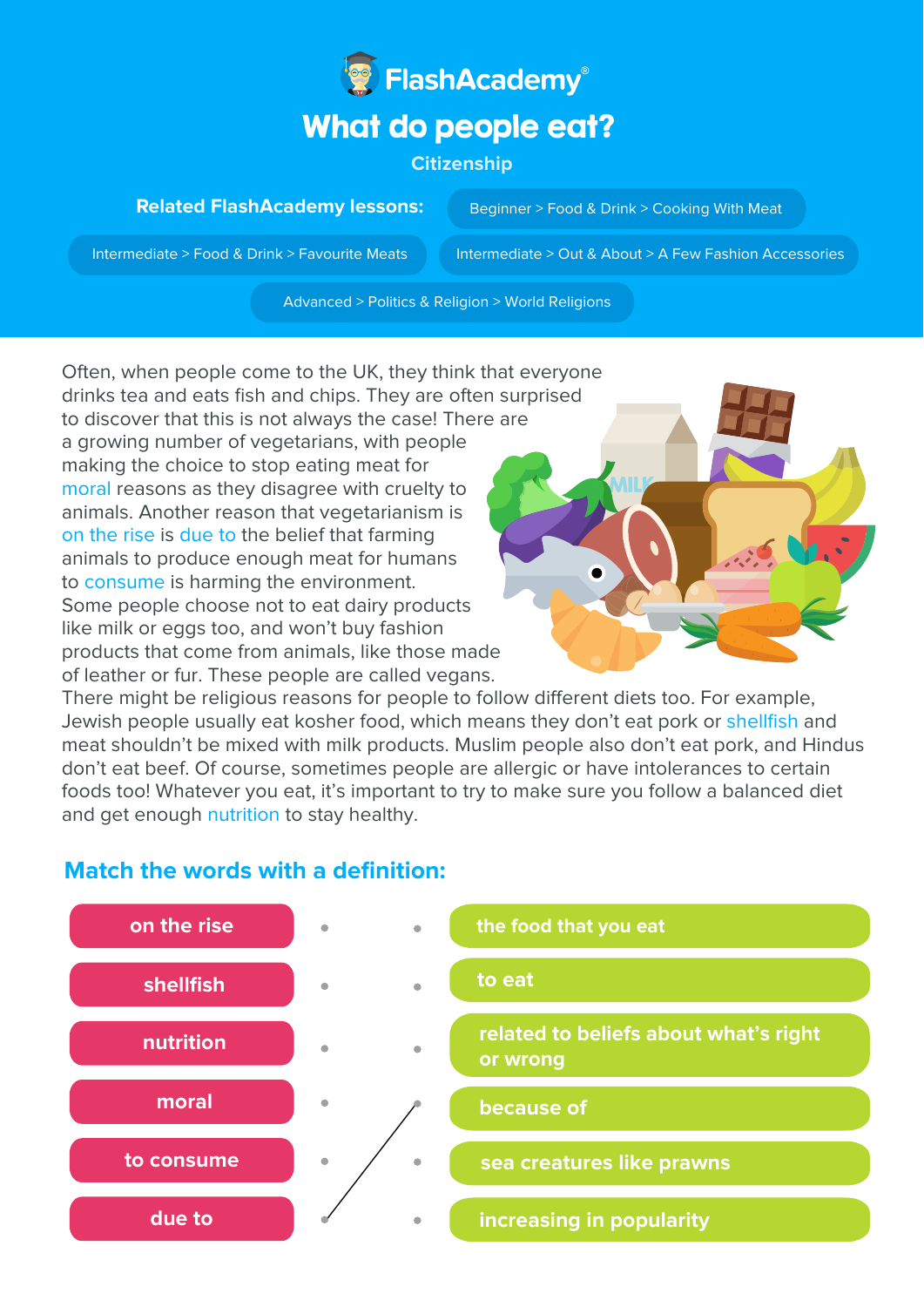FlashAcademy®

# What do people eat?

Citizenship

**Related FlashAcademy lessons:**

- Beginner > Food & Drink > Cooking With Meat
- Intermediate > Food & Drink > Favourite Meats
- Intermediate > Out & About > A Few Fashion Accessories
- Advanced > Politics & Religion > World Religions

Often, when people come to the UK, they think that everyone drinks tea and eats fish and chips. They are often surprised to discover that this is not always the case! There are a growing number of vegetarians, with people making the choice to stop eating meat for moral reasons as they disagree with cruelty to animals. Another reason that vegetarianism is on the rise is due to the belief that farming animals to produce enough meat for humans to consume is harming the environment. Some people choose not to eat dairy products like milk or eggs too, and won't buy fashion products that come from animals, like those made of leather or fur. These people are called vegans. There might be religious reasons for people to follow different diets too. For example, Jewish people usually eat kosher food, which means they don't eat pork or shellfish and meat shouldn't be mixed with milk products. Muslim people also don't eat pork, and Hindus don't eat beef. Of course, sometimes people are allergic or have intolerances to certain foods too! Whatever you eat, it's important to try to make sure you follow a balanced diet and get enough nutrition to stay healthy.

## Match the words with a definition:

| Word | Definition |
|---|---|
| on the rise | the food that you eat |
| shellfish | to eat |
| nutrition | related to beliefs about what's right or wrong |
| moral | because of |
| to consume | sea creatures like prawns |
| due to | increasing in popularity |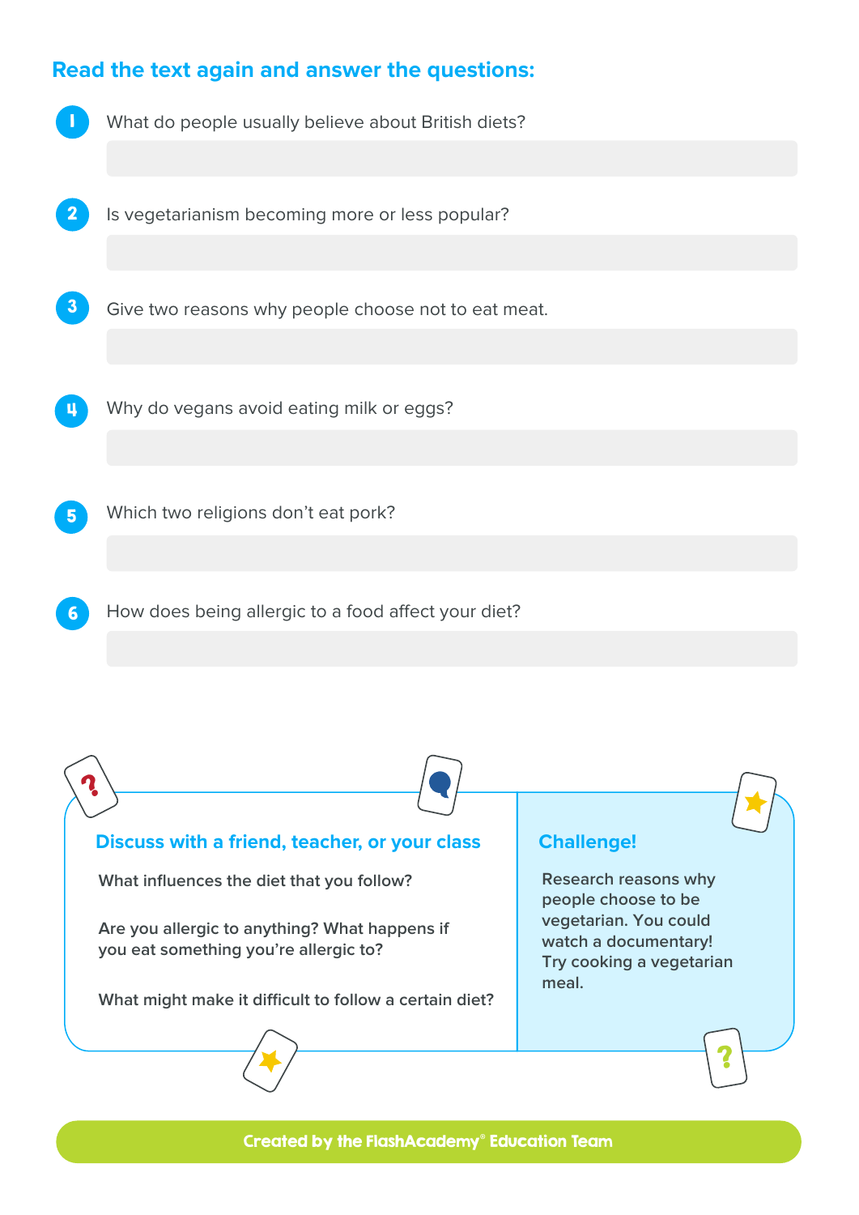## Read the text again and answer the questions:

1. What do people usually believe about British diets?

2. Is vegetarianism becoming more or less popular?

3. Give two reasons why people choose not to eat meat.

4. Why do vegans avoid eating milk or eggs?

5. Which two religions don't eat pork?

6. How does being allergic to a food affect your diet?

### Discuss with a friend, teacher, or your class

What influences the diet that you follow?

Are you allergic to anything? What happens if you eat something you're allergic to?

What might make it difficult to follow a certain diet?

### Challenge!

Research reasons why people choose to be vegetarian. You could watch a documentary! Try cooking a vegetarian meal.

Created by the FlashAcademy® Education Team